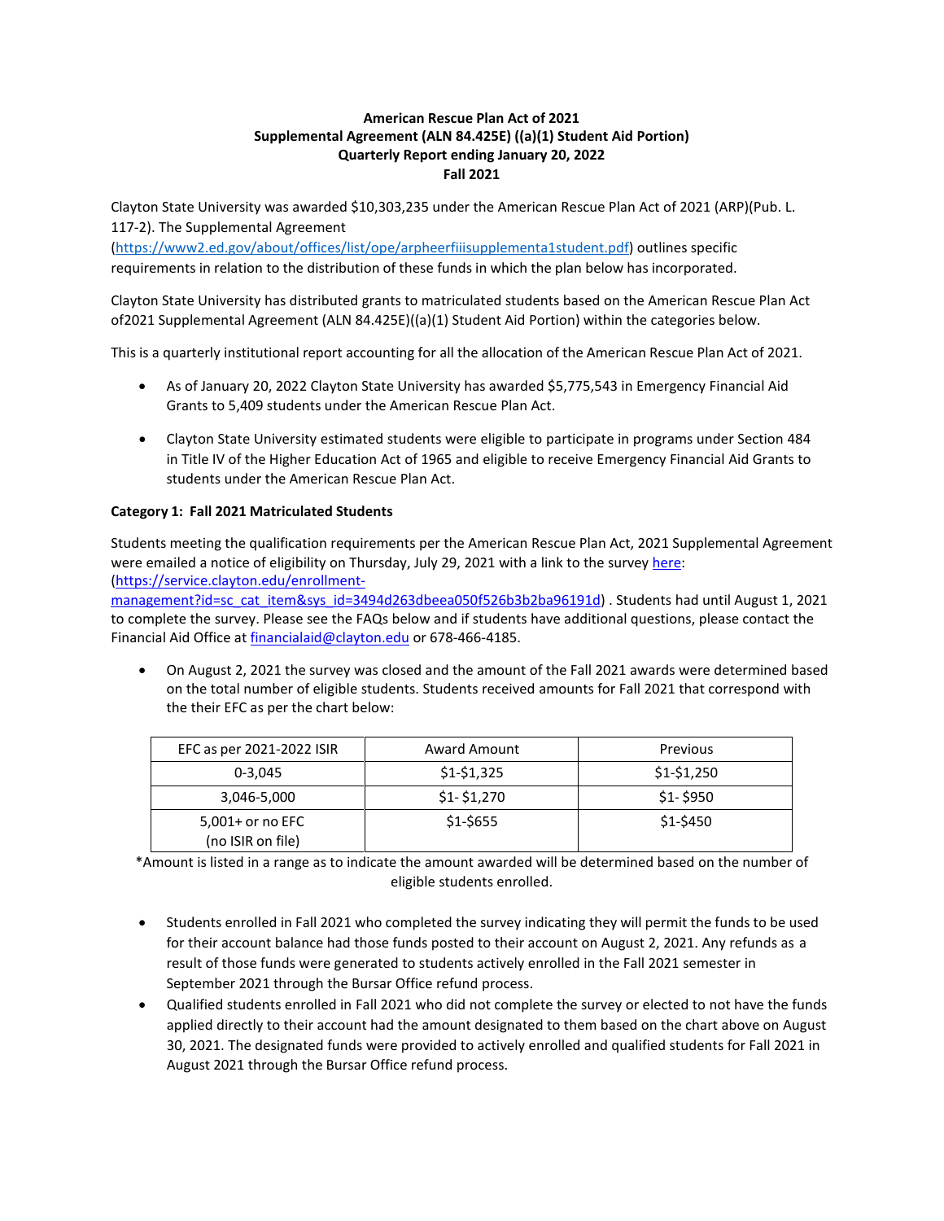**American Rescue Plan Act of 2021**
**Supplemental Agreement (ALN 84.425E) ((a)(1) Student Aid Portion)**
**Quarterly Report ending January 20, 2022**
**Fall 2021**

Clayton State University was awarded $10,303,235 under the American Rescue Plan Act of 2021 (ARP)(Pub. L. 117-2). The Supplemental Agreement (https://www2.ed.gov/about/offices/list/ope/arpheerfiiisupplementa1student.pdf) outlines specific requirements in relation to the distribution of these funds in which the plan below has incorporated.

Clayton State University has distributed grants to matriculated students based on the American Rescue Plan Act of2021 Supplemental Agreement (ALN 84.425E)((a)(1) Student Aid Portion) within the categories below.

This is a quarterly institutional report accounting for all the allocation of the American Rescue Plan Act of 2021.

- As of January 20, 2022 Clayton State University has awarded $5,775,543 in Emergency Financial Aid Grants to 5,409 students under the American Rescue Plan Act.
- Clayton State University estimated students were eligible to participate in programs under Section 484 in Title IV of the Higher Education Act of 1965 and eligible to receive Emergency Financial Aid Grants to students under the American Rescue Plan Act.

**Category 1: Fall 2021 Matriculated Students**

Students meeting the qualification requirements per the American Rescue Plan Act, 2021 Supplemental Agreement were emailed a notice of eligibility on Thursday, July 29, 2021 with a link to the survey here: (https://service.clayton.edu/enrollment-management?id=sc_cat_item&sys_id=3494d263dbeea050f526b3b2ba96191d) . Students had until August 1, 2021 to complete the survey. Please see the FAQs below and if students have additional questions, please contact the Financial Aid Office at financialaid@clayton.edu or 678-466-4185.

- On August 2, 2021 the survey was closed and the amount of the Fall 2021 awards were determined based on the total number of eligible students. Students received amounts for Fall 2021 that correspond with the their EFC as per the chart below:

| EFC as per 2021-2022 ISIR | Award Amount | Previous |
|---|---|---|
| 0-3,045 | $1-$1,325 | $1-$1,250 |
| 3,046-5,000 | $1- $1,270 | $1- $950 |
| 5,001+ or no EFC (no ISIR on file) | $1-$655 | $1-$450 |

*Amount is listed in a range as to indicate the amount awarded will be determined based on the number of eligible students enrolled.

- Students enrolled in Fall 2021 who completed the survey indicating they will permit the funds to be used for their account balance had those funds posted to their account on August 2, 2021. Any refunds as a result of those funds were generated to students actively enrolled in the Fall 2021 semester in September 2021 through the Bursar Office refund process.
- Qualified students enrolled in Fall 2021 who did not complete the survey or elected to not have the funds applied directly to their account had the amount designated to them based on the chart above on August 30, 2021. The designated funds were provided to actively enrolled and qualified students for Fall 2021 in August 2021 through the Bursar Office refund process.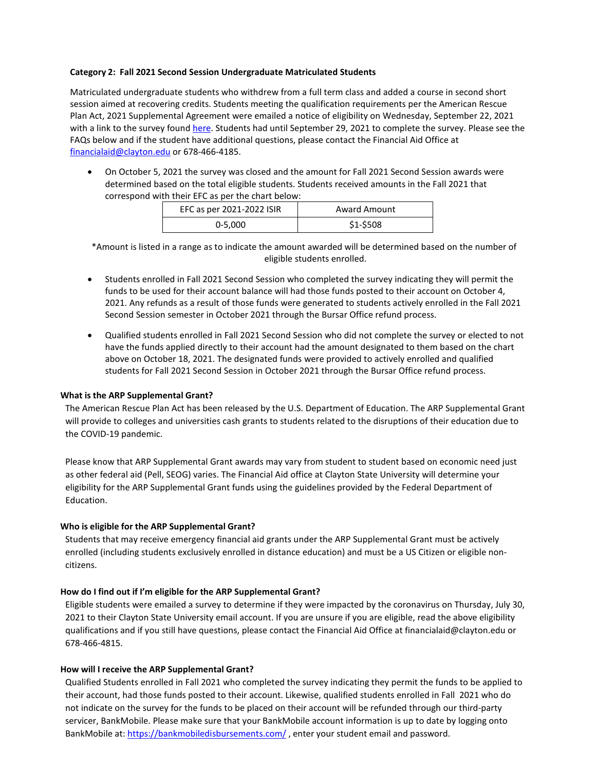**Category 2: Fall 2021 Second Session Undergraduate Matriculated Students**

Matriculated undergraduate students who withdrew from a full term class and added a course in second short session aimed at recovering credits. Students meeting the qualification requirements per the American Rescue Plan Act, 2021 Supplemental Agreement were emailed a notice of eligibility on Wednesday, September 22, 2021 with a link to the survey found [here](). Students had until September 29, 2021 to complete the survey. Please see the FAQs below and if the student have additional questions, please contact the Financial Aid Office at [financialaid@clayton.edu](mailto:financialaid@clayton.edu) or 678-466-4185.

- On October 5, 2021 the survey was closed and the amount for Fall 2021 Second Session awards were determined based on the total eligible students. Students received amounts in the Fall 2021 that correspond with their EFC as per the chart below:

| EFC as per 2021-2022 ISIR | Award Amount |
| --- | --- |
| 0-5,000 | $1-$508 |

*Amount is listed in a range as to indicate the amount awarded will be determined based on the number of eligible students enrolled.

- Students enrolled in Fall 2021 Second Session who completed the survey indicating they will permit the funds to be used for their account balance will had those funds posted to their account on October 4, 2021. Any refunds as a result of those funds were generated to students actively enrolled in the Fall 2021 Second Session semester in October 2021 through the Bursar Office refund process.

- Qualified students enrolled in Fall 2021 Second Session who did not complete the survey or elected to not have the funds applied directly to their account had the amount designated to them based on the chart above on October 18, 2021. The designated funds were provided to actively enrolled and qualified students for Fall 2021 Second Session in October 2021 through the Bursar Office refund process.

**What is the ARP Supplemental Grant?**

The American Rescue Plan Act has been released by the U.S. Department of Education. The ARP Supplemental Grant will provide to colleges and universities cash grants to students related to the disruptions of their education due to the COVID-19 pandemic.

Please know that ARP Supplemental Grant awards may vary from student to student based on economic need just as other federal aid (Pell, SEOG) varies. The Financial Aid office at Clayton State University will determine your eligibility for the ARP Supplemental Grant funds using the guidelines provided by the Federal Department of Education.

**Who is eligible for the ARP Supplemental Grant?**

Students that may receive emergency financial aid grants under the ARP Supplemental Grant must be actively enrolled (including students exclusively enrolled in distance education) and must be a US Citizen or eligible non-citizens.

**How do I find out if I'm eligible for the ARP Supplemental Grant?**

Eligible students were emailed a survey to determine if they were impacted by the coronavirus on Thursday, July 30, 2021 to their Clayton State University email account. If you are unsure if you are eligible, read the above eligibility qualifications and if you still have questions, please contact the Financial Aid Office at financialaid@clayton.edu or 678-466-4815.

**How will I receive the ARP Supplemental Grant?**

Qualified Students enrolled in Fall 2021 who completed the survey indicating they permit the funds to be applied to their account, had those funds posted to their account. Likewise, qualified students enrolled in Fall 2021 who do not indicate on the survey for the funds to be placed on their account will be refunded through our third-party servicer, BankMobile. Please make sure that your BankMobile account information is up to date by logging onto BankMobile at: [https://bankmobiledisbursements.com/](https://bankmobiledisbursements.com/) , enter your student email and password.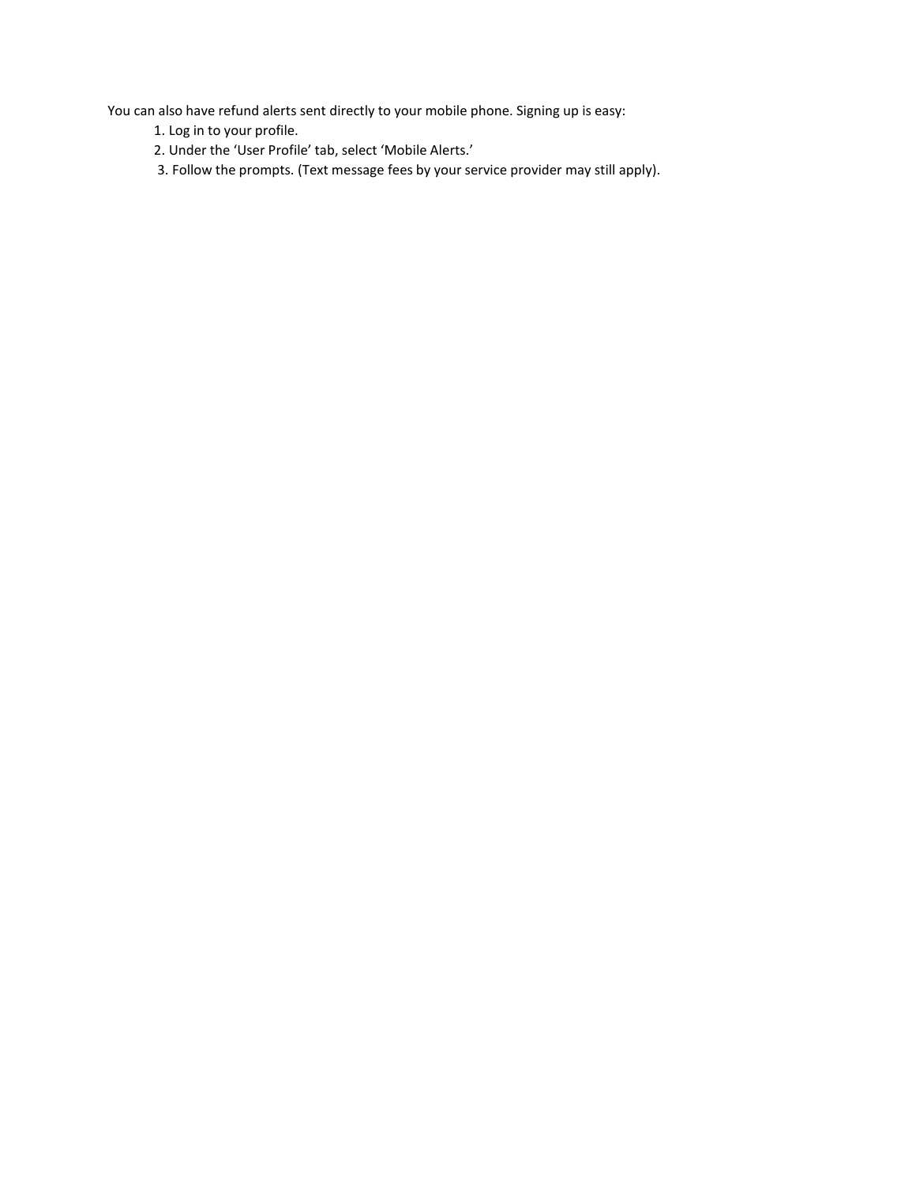You can also have refund alerts sent directly to your mobile phone. Signing up is easy:

1. Log in to your profile.
2. Under the ‘User Profile’ tab, select ‘Mobile Alerts.’
3. Follow the prompts. (Text message fees by your service provider may still apply).